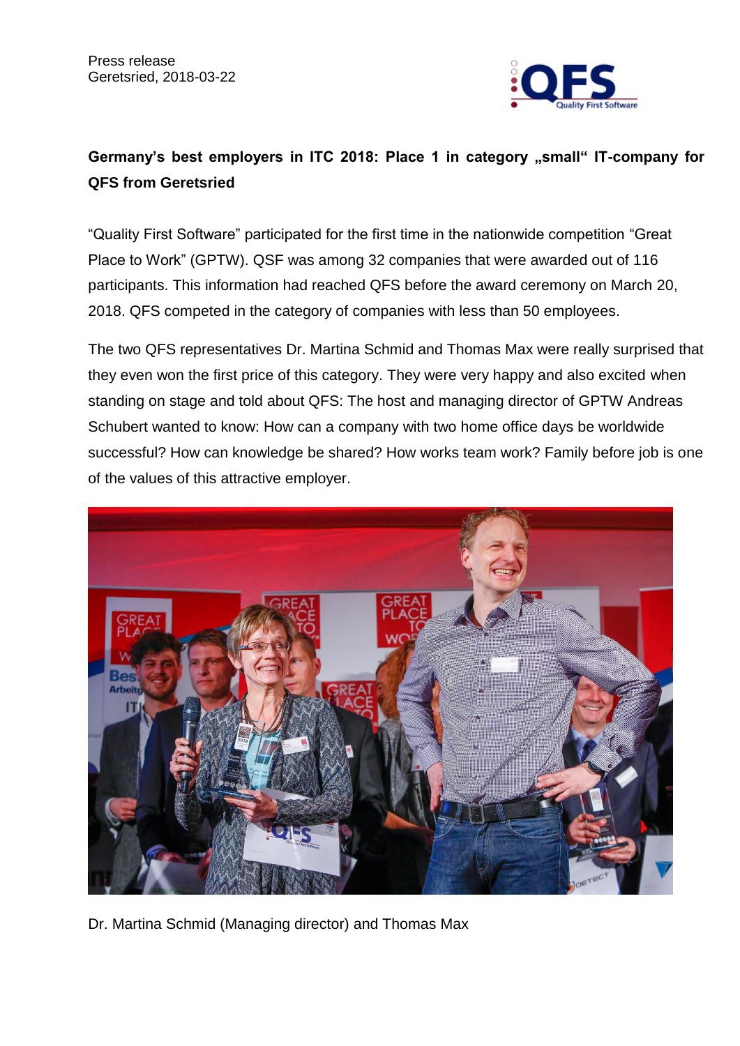Press release
Geretsried, 2018-03-22

**Germany's best employers in ITC 2018: Place 1 in category „small" IT-company for QFS from Geretsried**

"Quality First Software" participated for the first time in the nationwide competition "Great Place to Work" (GPTW). QSF was among 32 companies that were awarded out of 116 participants. This information had reached QFS before the award ceremony on March 20, 2018. QFS competed in the category of companies with less than 50 employees.

The two QFS representatives Dr. Martina Schmid and Thomas Max were really surprised that they even won the first price of this category. They were very happy and also excited when standing on stage and told about QFS: The host and managing director of GPTW Andreas Schubert wanted to know: How can a company with two home office days be worldwide successful? How can knowledge be shared? How works team work? Family before job is one of the values of this attractive employer.

Dr. Martina Schmid (Managing director) and Thomas Max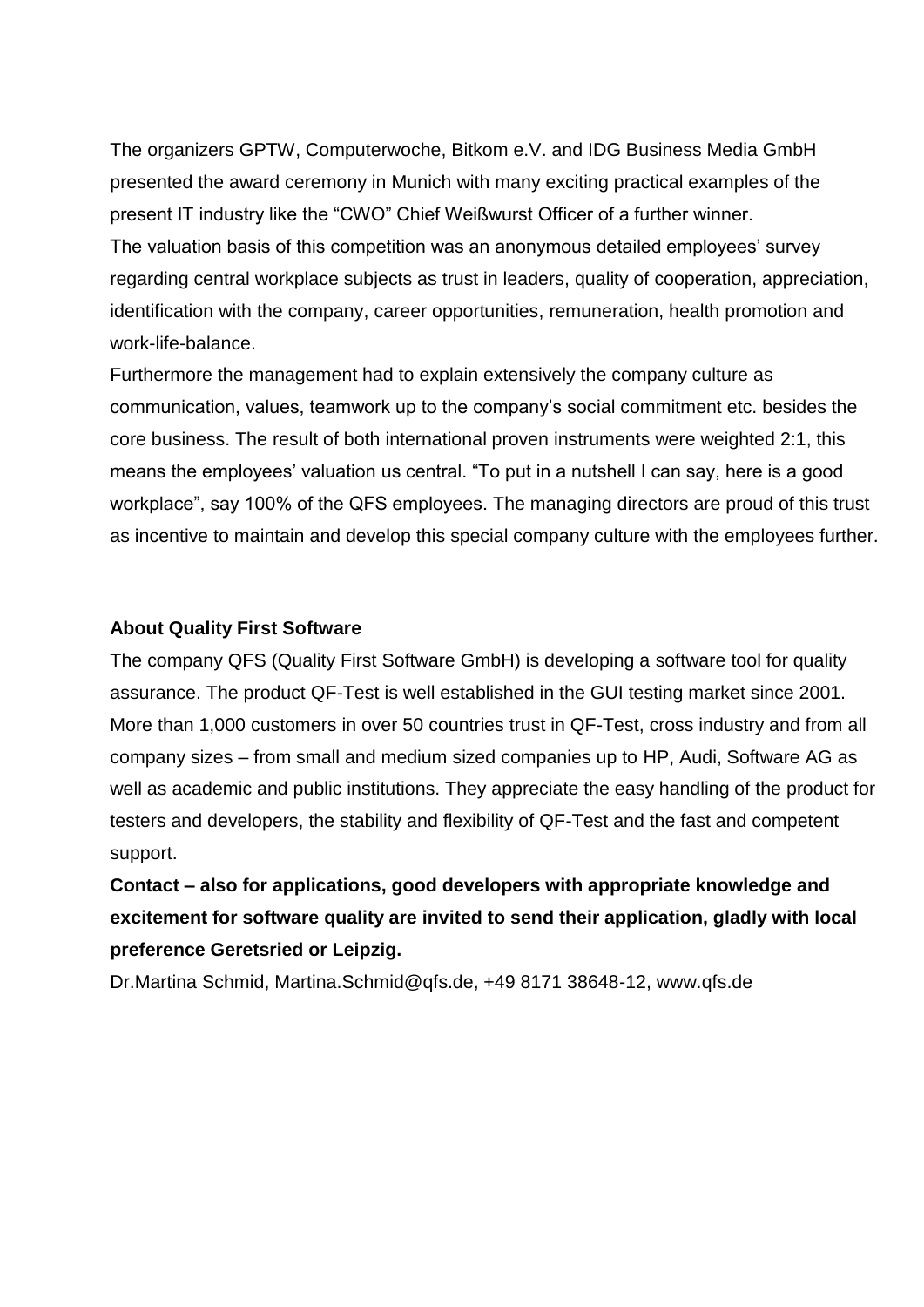The organizers GPTW, Computerwoche, Bitkom e.V. and IDG Business Media GmbH presented the award ceremony in Munich with many exciting practical examples of the present IT industry like the "CWO" Chief Weißwurst Officer of a further winner.
The valuation basis of this competition was an anonymous detailed employees' survey regarding central workplace subjects as trust in leaders, quality of cooperation, appreciation, identification with the company, career opportunities, remuneration, health promotion and work-life-balance.
Furthermore the management had to explain extensively the company culture as communication, values, teamwork up to the company's social commitment etc. besides the core business. The result of both international proven instruments were weighted 2:1, this means the employees' valuation us central. "To put in a nutshell I can say, here is a good workplace", say 100% of the QFS employees. The managing directors are proud of this trust as incentive to maintain and develop this special company culture with the employees further.

**About Quality First Software**

The company QFS (Quality First Software GmbH) is developing a software tool for quality assurance. The product QF-Test is well established in the GUI testing market since 2001. More than 1,000 customers in over 50 countries trust in QF-Test, cross industry and from all company sizes – from small and medium sized companies up to HP, Audi, Software AG as well as academic and public institutions. They appreciate the easy handling of the product for testers and developers, the stability and flexibility of QF-Test and the fast and competent support.

**Contact – also for applications, good developers with appropriate knowledge and excitement for software quality are invited to send their application, gladly with local preference Geretsried or Leipzig.**

Dr.Martina Schmid, Martina.Schmid@qfs.de, +49 8171 38648-12, www.qfs.de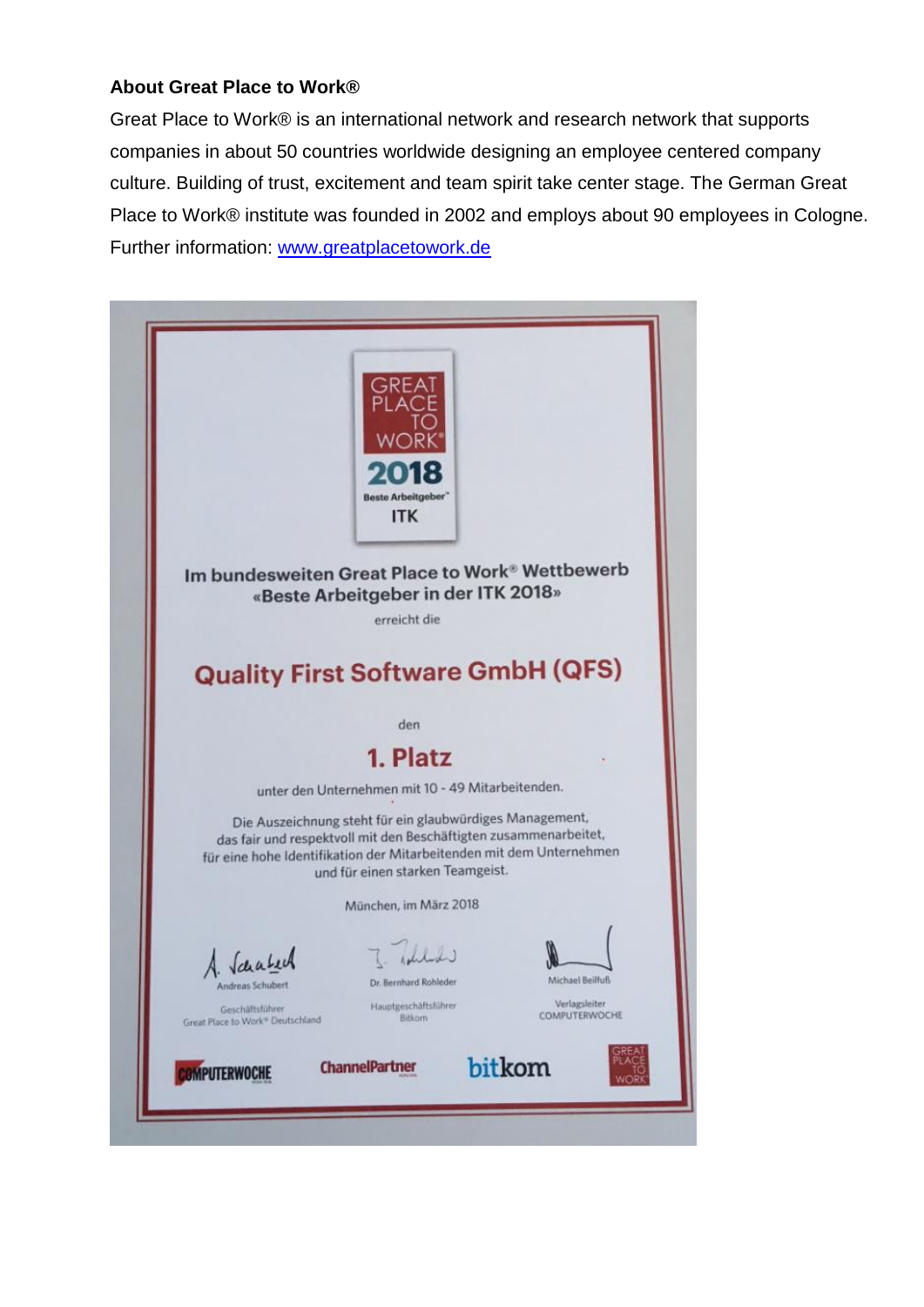**About Great Place to Work®**

Great Place to Work® is an international network and research network that supports companies in about 50 countries worldwide designing an employee centered company culture. Building of trust, excitement and team spirit take center stage. The German Great Place to Work® institute was founded in 2002 and employs about 90 employees in Cologne. Further information: [www.greatplacetowork.de](http://www.greatplacetowork.de)

GREAT PLACE TO WORK®

2018

Beste Arbeitgeber™

ITK

Im bundesweiten Great Place to Work® Wettbewerb
«Beste Arbeitgeber in der ITK 2018»

erreicht die

**Quality First Software GmbH (QFS)**

den

**1. Platz**

unter den Unternehmen mit 10 - 49 Mitarbeitenden.

Die Auszeichnung steht für ein glaubwürdiges Management, das fair und respektvoll mit den Beschäftigten zusammenarbeitet, für eine hohe Identifikation der Mitarbeitenden mit dem Unternehmen und für einen starken Teamgeist.

München, im März 2018

| Andreas Schubert | Dr. Bernhard Rohleder | Michael Beilfuß |
| --- | --- | --- |
| Geschäftsführer Great Place to Work® Deutschland | Hauptgeschäftsführer Bitkom | Verlagsleiter COMPUTERWOCHE |

COMPUTERWOCHE ChannelPartner bitkom GREAT PLACE TO WORK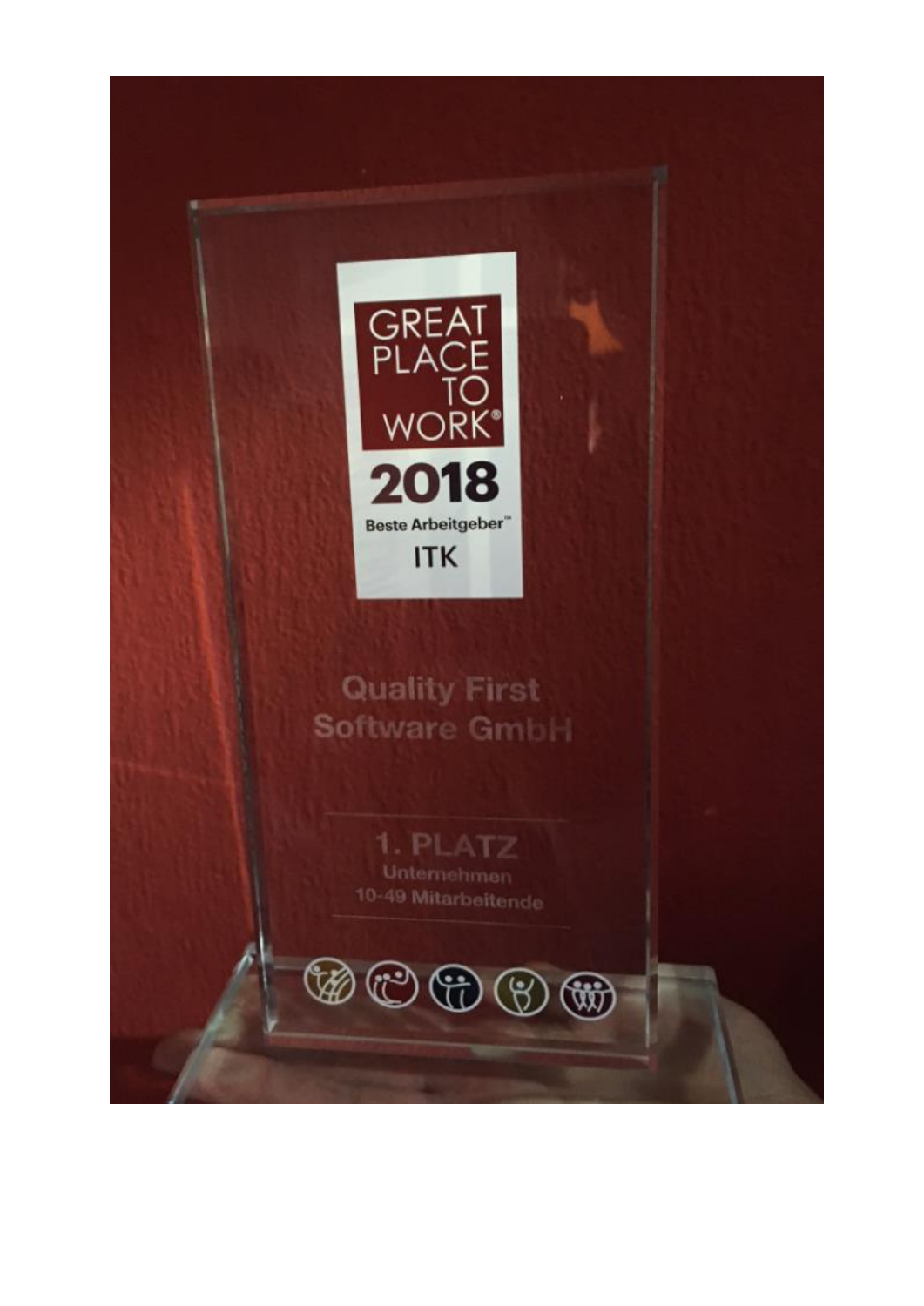GREAT PLACE TO WORK®

2018

Beste Arbeitgeber™

ITK

Quality First Software GmbH

1. PLATZ

Unternehmen

10-49 Mitarbeitende